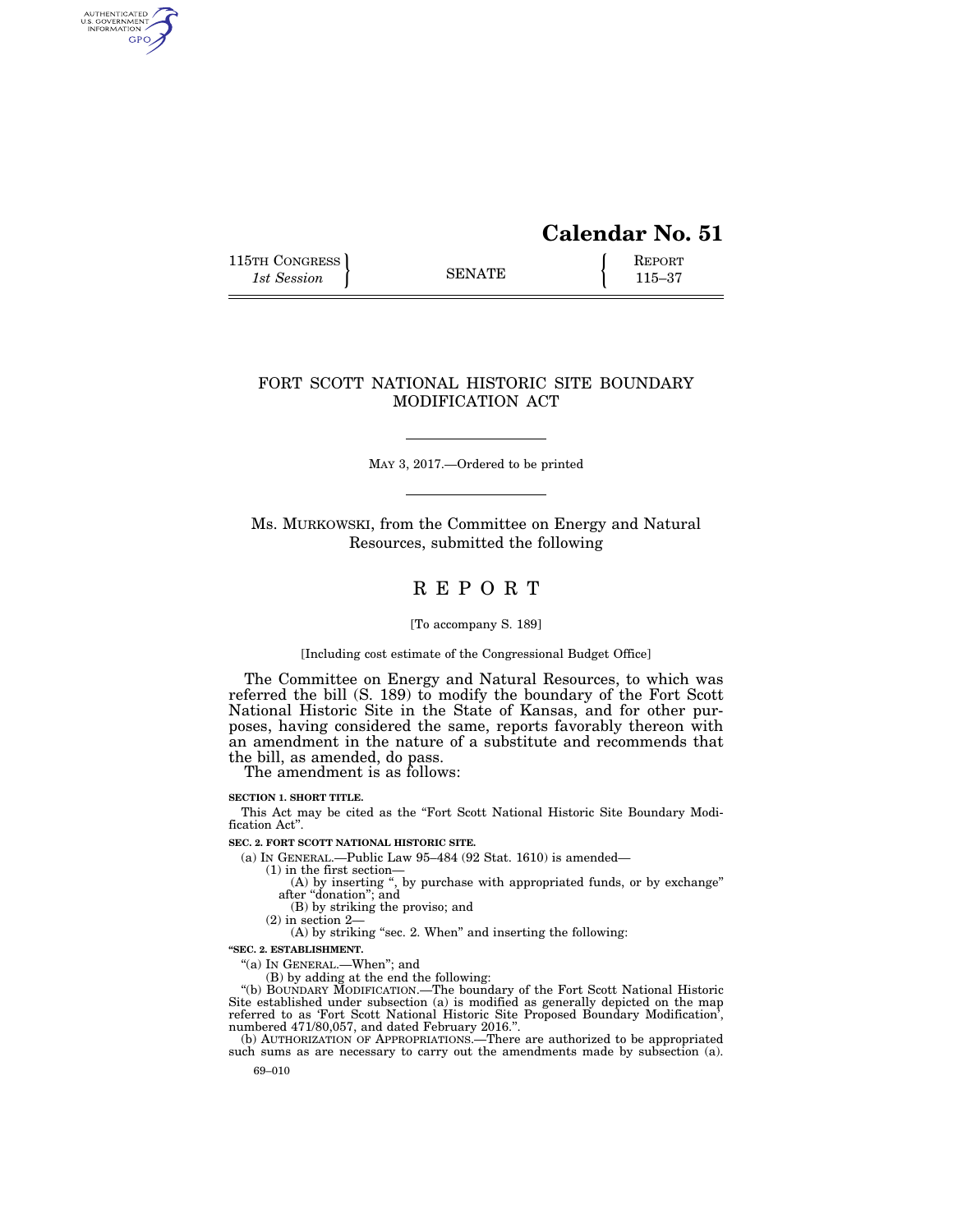# Calendar No. 51

115TH CONGRESS
*1st Session*

SENATE

REPORT
115–37

## FORT SCOTT NATIONAL HISTORIC SITE BOUNDARY MODIFICATION ACT

MAY 3, 2017.—Ordered to be printed

Ms. MURKOWSKI, from the Committee on Energy and Natural Resources, submitted the following

# R E P O R T

[To accompany S. 189]

[Including cost estimate of the Congressional Budget Office]

The Committee on Energy and Natural Resources, to which was referred the bill (S. 189) to modify the boundary of the Fort Scott National Historic Site in the State of Kansas, and for other purposes, having considered the same, reports favorably thereon with an amendment in the nature of a substitute and recommends that the bill, as amended, do pass.

The amendment is as follows:

**SECTION 1. SHORT TITLE.**

This Act may be cited as the "Fort Scott National Historic Site Boundary Modification Act".

**SEC. 2. FORT SCOTT NATIONAL HISTORIC SITE.**

(a) IN GENERAL.—Public Law 95–484 (92 Stat. 1610) is amended—

(1) in the first section—

(A) by inserting ", by purchase with appropriated funds, or by exchange" after "donation"; and

(B) by striking the proviso; and

(2) in section 2—

(A) by striking "sec. 2. When" and inserting the following:

**"SEC. 2. ESTABLISHMENT.**

"(a) IN GENERAL.—When"; and

(B) by adding at the end the following:

"(b) BOUNDARY MODIFICATION.—The boundary of the Fort Scott National Historic Site established under subsection (a) is modified as generally depicted on the map referred to as 'Fort Scott National Historic Site Proposed Boundary Modification', numbered 471/80,057, and dated February 2016.".

(b) AUTHORIZATION OF APPROPRIATIONS.—There are authorized to be appropriated such sums as are necessary to carry out the amendments made by subsection (a).

69–010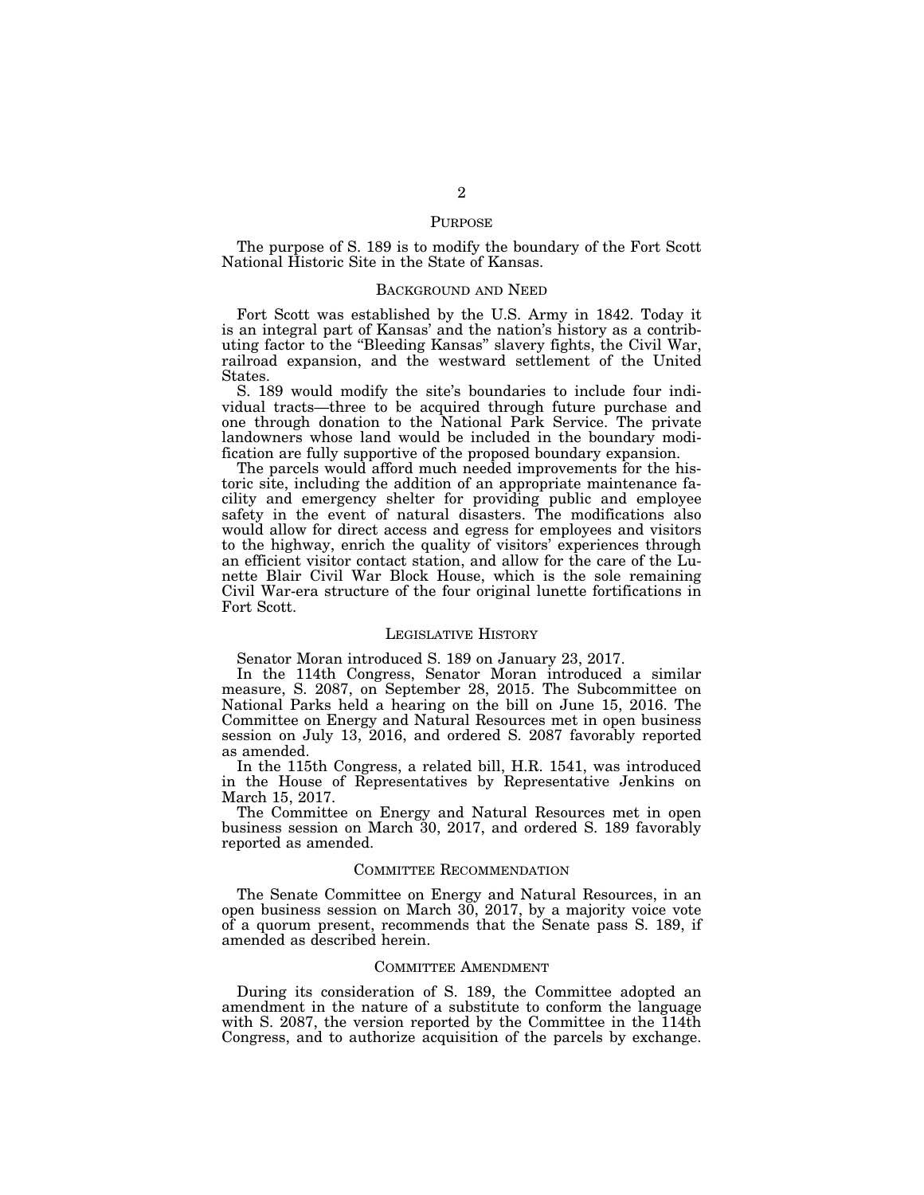## PURPOSE

The purpose of S. 189 is to modify the boundary of the Fort Scott National Historic Site in the State of Kansas.

## BACKGROUND AND NEED

Fort Scott was established by the U.S. Army in 1842. Today it is an integral part of Kansas' and the nation's history as a contributing factor to the "Bleeding Kansas" slavery fights, the Civil War, railroad expansion, and the westward settlement of the United States.

S. 189 would modify the site's boundaries to include four individual tracts—three to be acquired through future purchase and one through donation to the National Park Service. The private landowners whose land would be included in the boundary modification are fully supportive of the proposed boundary expansion.

The parcels would afford much needed improvements for the historic site, including the addition of an appropriate maintenance facility and emergency shelter for providing public and employee safety in the event of natural disasters. The modifications also would allow for direct access and egress for employees and visitors to the highway, enrich the quality of visitors' experiences through an efficient visitor contact station, and allow for the care of the Lunette Blair Civil War Block House, which is the sole remaining Civil War-era structure of the four original lunette fortifications in Fort Scott.

## LEGISLATIVE HISTORY

Senator Moran introduced S. 189 on January 23, 2017.

In the 114th Congress, Senator Moran introduced a similar measure, S. 2087, on September 28, 2015. The Subcommittee on National Parks held a hearing on the bill on June 15, 2016. The Committee on Energy and Natural Resources met in open business session on July 13, 2016, and ordered S. 2087 favorably reported as amended.

In the 115th Congress, a related bill, H.R. 1541, was introduced in the House of Representatives by Representative Jenkins on March 15, 2017.

The Committee on Energy and Natural Resources met in open business session on March 30, 2017, and ordered S. 189 favorably reported as amended.

## COMMITTEE RECOMMENDATION

The Senate Committee on Energy and Natural Resources, in an open business session on March 30, 2017, by a majority voice vote of a quorum present, recommends that the Senate pass S. 189, if amended as described herein.

## COMMITTEE AMENDMENT

During its consideration of S. 189, the Committee adopted an amendment in the nature of a substitute to conform the language with S. 2087, the version reported by the Committee in the 114th Congress, and to authorize acquisition of the parcels by exchange.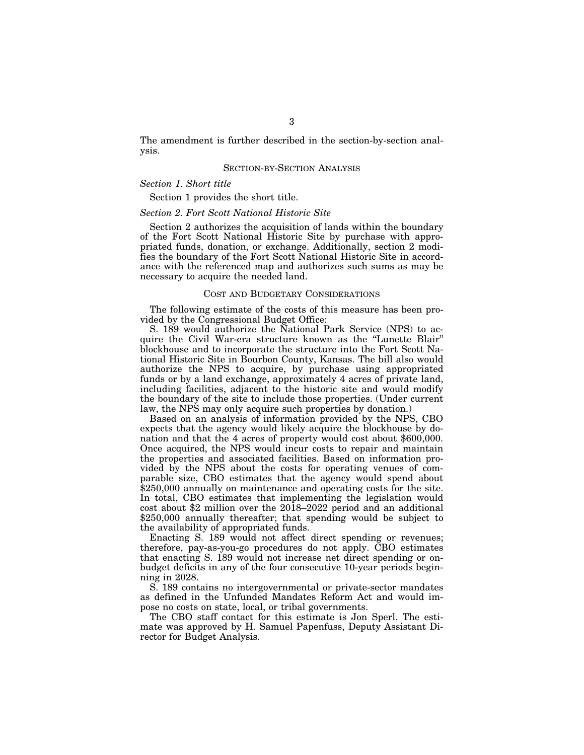The amendment is further described in the section-by-section analysis.

## SECTION-BY-SECTION ANALYSIS

### *Section 1. Short title*

Section 1 provides the short title.

### *Section 2. Fort Scott National Historic Site*

Section 2 authorizes the acquisition of lands within the boundary of the Fort Scott National Historic Site by purchase with appropriated funds, donation, or exchange. Additionally, section 2 modifies the boundary of the Fort Scott National Historic Site in accordance with the referenced map and authorizes such sums as may be necessary to acquire the needed land.

## COST AND BUDGETARY CONSIDERATIONS

The following estimate of the costs of this measure has been provided by the Congressional Budget Office:

S. 189 would authorize the National Park Service (NPS) to acquire the Civil War-era structure known as the "Lunette Blair" blockhouse and to incorporate the structure into the Fort Scott National Historic Site in Bourbon County, Kansas. The bill also would authorize the NPS to acquire, by purchase using appropriated funds or by a land exchange, approximately 4 acres of private land, including facilities, adjacent to the historic site and would modify the boundary of the site to include those properties. (Under current law, the NPS may only acquire such properties by donation.)

Based on an analysis of information provided by the NPS, CBO expects that the agency would likely acquire the blockhouse by donation and that the 4 acres of property would cost about $600,000. Once acquired, the NPS would incur costs to repair and maintain the properties and associated facilities. Based on information provided by the NPS about the costs for operating venues of comparable size, CBO estimates that the agency would spend about $250,000 annually on maintenance and operating costs for the site. In total, CBO estimates that implementing the legislation would cost about $2 million over the 2018–2022 period and an additional $250,000 annually thereafter; that spending would be subject to the availability of appropriated funds.

Enacting S. 189 would not affect direct spending or revenues; therefore, pay-as-you-go procedures do not apply. CBO estimates that enacting S. 189 would not increase net direct spending or on-budget deficits in any of the four consecutive 10-year periods beginning in 2028.

S. 189 contains no intergovernmental or private-sector mandates as defined in the Unfunded Mandates Reform Act and would impose no costs on state, local, or tribal governments.

The CBO staff contact for this estimate is Jon Sperl. The estimate was approved by H. Samuel Papenfuss, Deputy Assistant Director for Budget Analysis.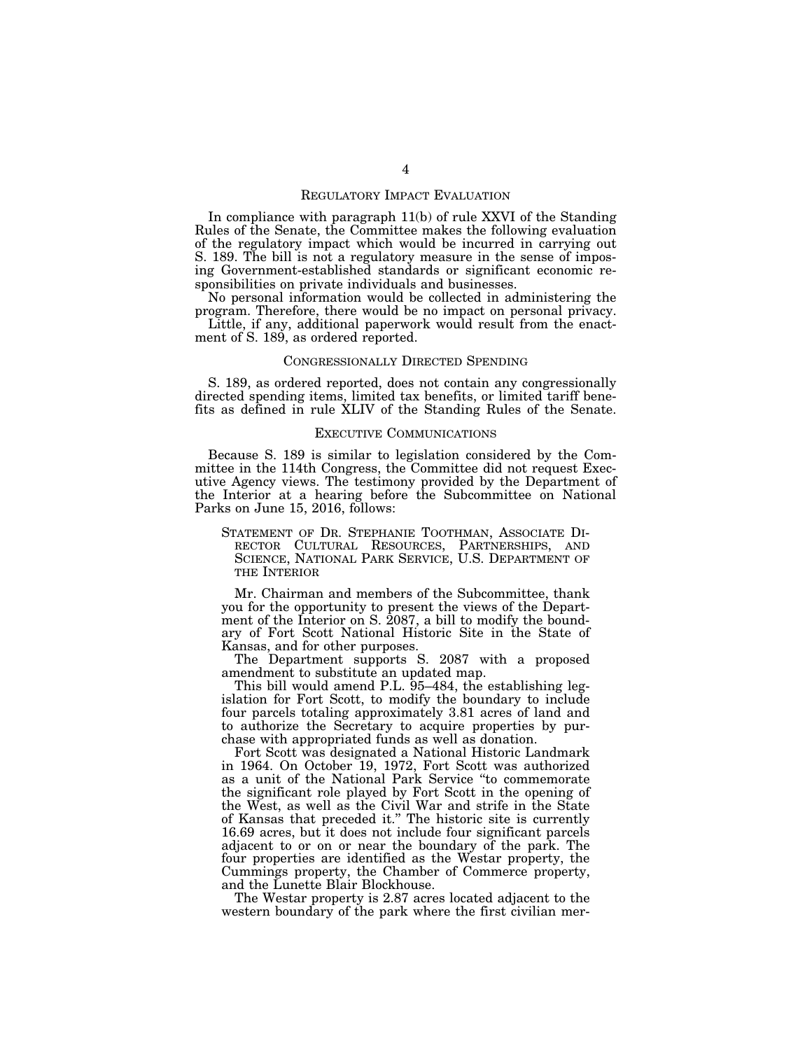## REGULATORY IMPACT EVALUATION

In compliance with paragraph 11(b) of rule XXVI of the Standing Rules of the Senate, the Committee makes the following evaluation of the regulatory impact which would be incurred in carrying out S. 189. The bill is not a regulatory measure in the sense of imposing Government-established standards or significant economic responsibilities on private individuals and businesses.

No personal information would be collected in administering the program. Therefore, there would be no impact on personal privacy.

Little, if any, additional paperwork would result from the enactment of S. 189, as ordered reported.

## CONGRESSIONALLY DIRECTED SPENDING

S. 189, as ordered reported, does not contain any congressionally directed spending items, limited tax benefits, or limited tariff benefits as defined in rule XLIV of the Standing Rules of the Senate.

## EXECUTIVE COMMUNICATIONS

Because S. 189 is similar to legislation considered by the Committee in the 114th Congress, the Committee did not request Executive Agency views. The testimony provided by the Department of the Interior at a hearing before the Subcommittee on National Parks on June 15, 2016, follows:

> STATEMENT OF DR. STEPHANIE TOOTHMAN, ASSOCIATE DIRECTOR CULTURAL RESOURCES, PARTNERSHIPS, AND SCIENCE, NATIONAL PARK SERVICE, U.S. DEPARTMENT OF THE INTERIOR
>
> Mr. Chairman and members of the Subcommittee, thank you for the opportunity to present the views of the Department of the Interior on S. 2087, a bill to modify the boundary of Fort Scott National Historic Site in the State of Kansas, and for other purposes.
>
> The Department supports S. 2087 with a proposed amendment to substitute an updated map.
>
> This bill would amend P.L. 95–484, the establishing legislation for Fort Scott, to modify the boundary to include four parcels totaling approximately 3.81 acres of land and to authorize the Secretary to acquire properties by purchase with appropriated funds as well as donation.
>
> Fort Scott was designated a National Historic Landmark in 1964. On October 19, 1972, Fort Scott was authorized as a unit of the National Park Service "to commemorate the significant role played by Fort Scott in the opening of the West, as well as the Civil War and strife in the State of Kansas that preceded it." The historic site is currently 16.69 acres, but it does not include four significant parcels adjacent to or on or near the boundary of the park. The four properties are identified as the Westar property, the Cummings property, the Chamber of Commerce property, and the Lunette Blair Blockhouse.
>
> The Westar property is 2.87 acres located adjacent to the western boundary of the park where the first civilian mer-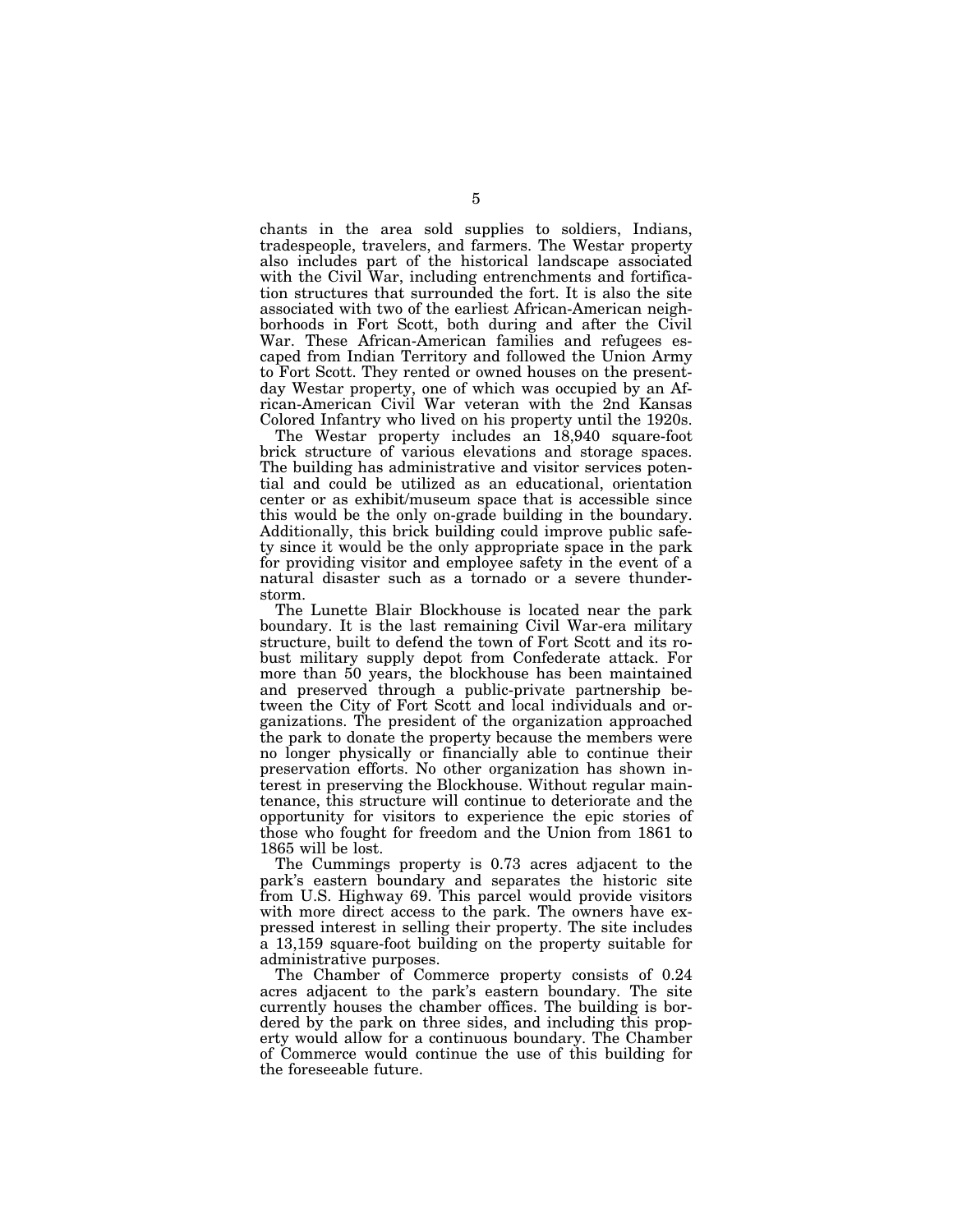chants in the area sold supplies to soldiers, Indians, tradespeople, travelers, and farmers. The Westar property also includes part of the historical landscape associated with the Civil War, including entrenchments and fortification structures that surrounded the fort. It is also the site associated with two of the earliest African-American neighborhoods in Fort Scott, both during and after the Civil War. These African-American families and refugees escaped from Indian Territory and followed the Union Army to Fort Scott. They rented or owned houses on the present-day Westar property, one of which was occupied by an African-American Civil War veteran with the 2nd Kansas Colored Infantry who lived on his property until the 1920s.

The Westar property includes an 18,940 square-foot brick structure of various elevations and storage spaces. The building has administrative and visitor services potential and could be utilized as an educational, orientation center or as exhibit/museum space that is accessible since this would be the only on-grade building in the boundary. Additionally, this brick building could improve public safety since it would be the only appropriate space in the park for providing visitor and employee safety in the event of a natural disaster such as a tornado or a severe thunderstorm.

The Lunette Blair Blockhouse is located near the park boundary. It is the last remaining Civil War-era military structure, built to defend the town of Fort Scott and its robust military supply depot from Confederate attack. For more than 50 years, the blockhouse has been maintained and preserved through a public-private partnership between the City of Fort Scott and local individuals and organizations. The president of the organization approached the park to donate the property because the members were no longer physically or financially able to continue their preservation efforts. No other organization has shown interest in preserving the Blockhouse. Without regular maintenance, this structure will continue to deteriorate and the opportunity for visitors to experience the epic stories of those who fought for freedom and the Union from 1861 to 1865 will be lost.

The Cummings property is 0.73 acres adjacent to the park's eastern boundary and separates the historic site from U.S. Highway 69. This parcel would provide visitors with more direct access to the park. The owners have expressed interest in selling their property. The site includes a 13,159 square-foot building on the property suitable for administrative purposes.

The Chamber of Commerce property consists of 0.24 acres adjacent to the park's eastern boundary. The site currently houses the chamber offices. The building is bordered by the park on three sides, and including this property would allow for a continuous boundary. The Chamber of Commerce would continue the use of this building for the foreseeable future.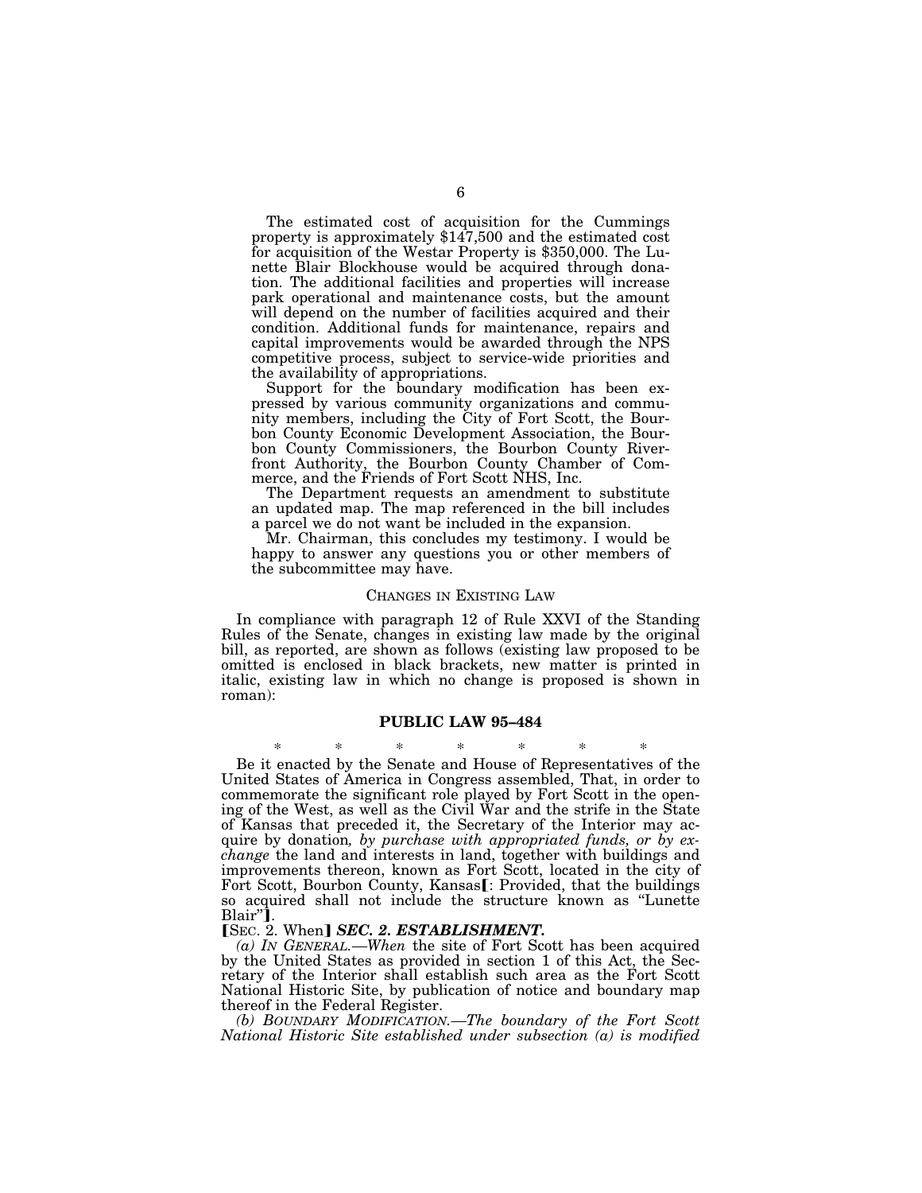The estimated cost of acquisition for the Cummings property is approximately $147,500 and the estimated cost for acquisition of the Westar Property is $350,000. The Lunette Blair Blockhouse would be acquired through donation. The additional facilities and properties will increase park operational and maintenance costs, but the amount will depend on the number of facilities acquired and their condition. Additional funds for maintenance, repairs and capital improvements would be awarded through the NPS competitive process, subject to service-wide priorities and the availability of appropriations.

Support for the boundary modification has been expressed by various community organizations and community members, including the City of Fort Scott, the Bourbon County Economic Development Association, the Bourbon County Commissioners, the Bourbon County Riverfront Authority, the Bourbon County Chamber of Commerce, and the Friends of Fort Scott NHS, Inc.

The Department requests an amendment to substitute an updated map. The map referenced in the bill includes a parcel we do not want be included in the expansion.

Mr. Chairman, this concludes my testimony. I would be happy to answer any questions you or other members of the subcommittee may have.

## CHANGES IN EXISTING LAW

In compliance with paragraph 12 of Rule XXVI of the Standing Rules of the Senate, changes in existing law made by the original bill, as reported, are shown as follows (existing law proposed to be omitted is enclosed in black brackets, new matter is printed in italic, existing law in which no change is proposed is shown in roman):

### PUBLIC LAW 95–484

\* \* \* \* \* \* \*

Be it enacted by the Senate and House of Representatives of the United States of America in Congress assembled, That, in order to commemorate the significant role played by Fort Scott in the opening of the West, as well as the Civil War and the strife in the State of Kansas that preceded it, the Secretary of the Interior may acquire by donation*, by purchase with appropriated funds, or by exchange* the land and interests in land, together with buildings and improvements thereon, known as Fort Scott, located in the city of Fort Scott, Bourbon County, Kansas【: Provided, that the buildings so acquired shall not include the structure known as "Lunette Blair"】.

【SEC. 2. When】 ***SEC. 2. ESTABLISHMENT.***

*(a) IN GENERAL.—When* the site of Fort Scott has been acquired by the United States as provided in section 1 of this Act, the Secretary of the Interior shall establish such area as the Fort Scott National Historic Site, by publication of notice and boundary map thereof in the Federal Register.

*(b) BOUNDARY MODIFICATION.—The boundary of the Fort Scott National Historic Site established under subsection (a) is modified*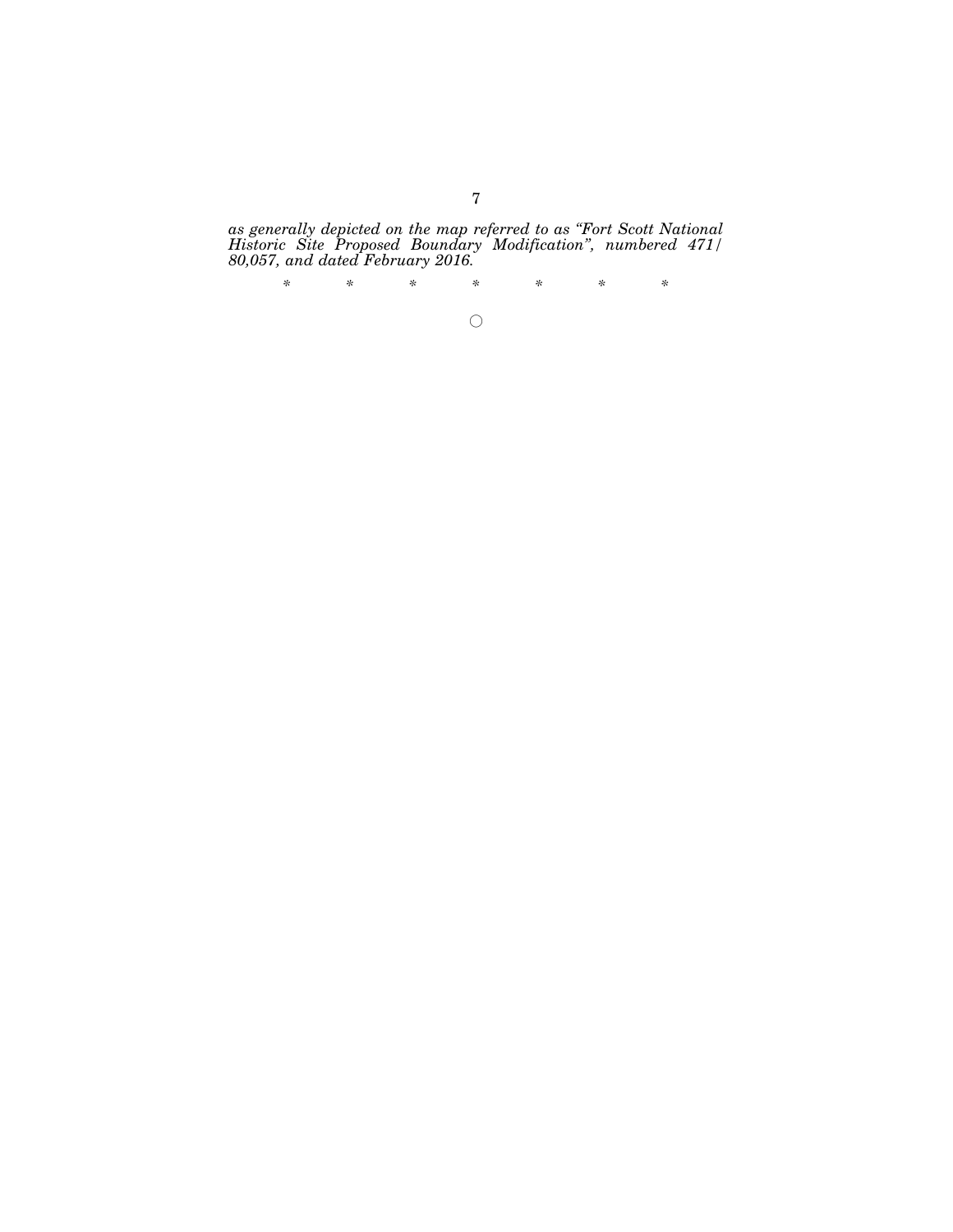*as generally depicted on the map referred to as "Fort Scott National Historic Site Proposed Boundary Modification", numbered 471/80,057, and dated February 2016.*

\* \* \* \* \* \* \*

○